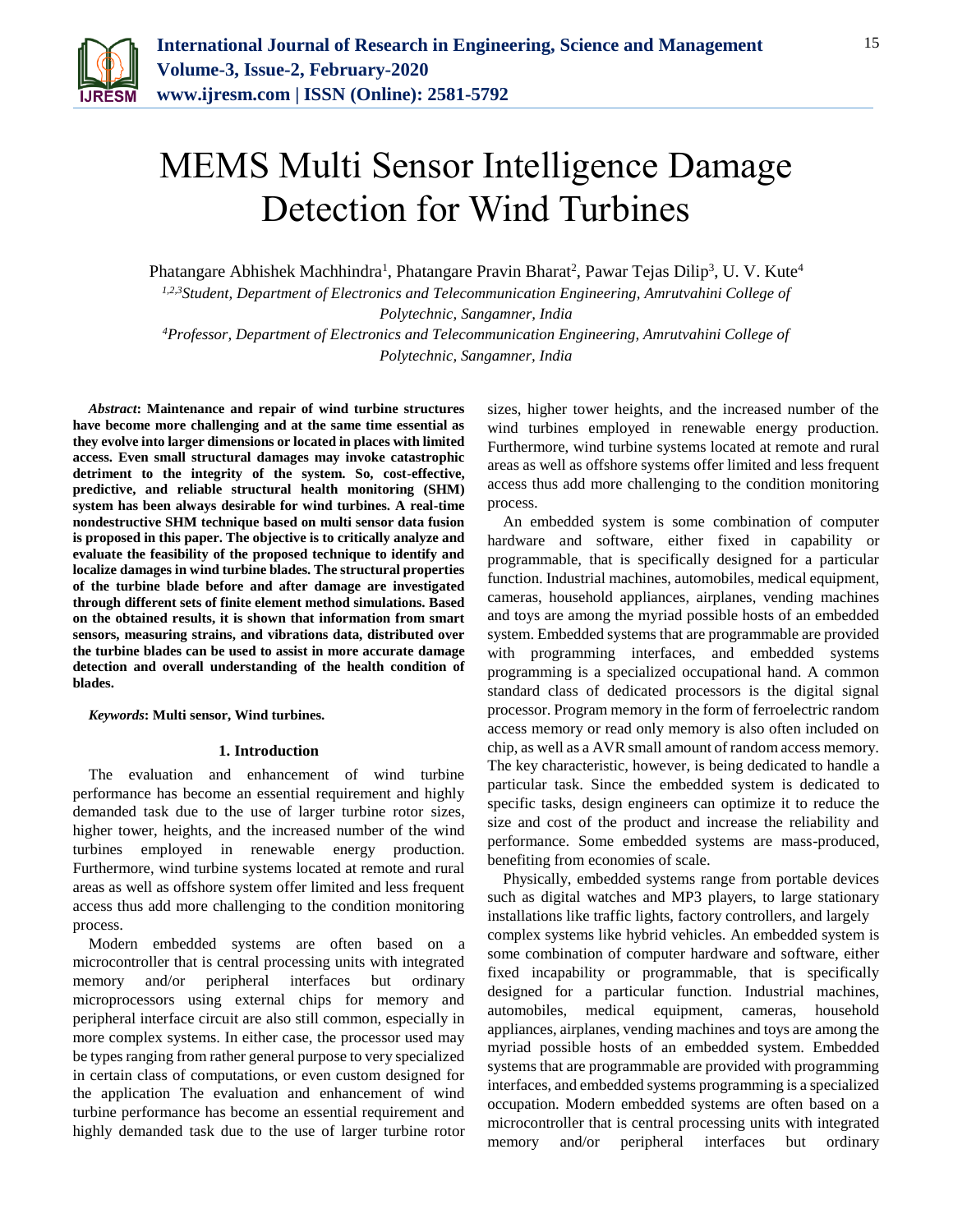# MEMS Multi Sensor Intelligence Damage Detection for Wind Turbines

Phatangare Abhishek Machhindra[1], Phatangare Pravin Bharat[2], Pawar Tejas Dilip[3], U. V. Kute[4]

[1,2,3]*Student, Department of Electronics and Telecommunication Engineering, Amrutvahini College of Polytechnic, Sangamner, India*

[4]*Professor, Department of Electronics and Telecommunication Engineering, Amrutvahini College of Polytechnic, Sangamner, India*

***Abstract*: Maintenance and repair of wind turbine structures have become more challenging and at the same time essential as they evolve into larger dimensions or located in places with limited access. Even small structural damages may invoke catastrophic detriment to the integrity of the system. So, cost-effective, predictive, and reliable structural health monitoring (SHM) system has been always desirable for wind turbines. A real-time nondestructive SHM technique based on multi sensor data fusion is proposed in this paper. The objective is to critically analyze and evaluate the feasibility of the proposed technique to identify and localize damages in wind turbine blades. The structural properties of the turbine blade before and after damage are investigated through different sets of finite element method simulations. Based on the obtained results, it is shown that information from smart sensors, measuring strains, and vibrations data, distributed over the turbine blades can be used to assist in more accurate damage detection and overall understanding of the health condition of blades.**

***Keywords*: Multi sensor, Wind turbines.**

## 1. Introduction

The evaluation and enhancement of wind turbine performance has become an essential requirement and highly demanded task due to the use of larger turbine rotor sizes, higher tower, heights, and the increased number of the wind turbines employed in renewable energy production. Furthermore, wind turbine systems located at remote and rural areas as well as offshore system offer limited and less frequent access thus add more challenging to the condition monitoring process.

Modern embedded systems are often based on a microcontroller that is central processing units with integrated memory and/or peripheral interfaces but ordinary microprocessors using external chips for memory and peripheral interface circuit are also still common, especially in more complex systems. In either case, the processor used may be types ranging from rather general purpose to very specialized in certain class of computations, or even custom designed for the application The evaluation and enhancement of wind turbine performance has become an essential requirement and highly demanded task due to the use of larger turbine rotor sizes, higher tower heights, and the increased number of the wind turbines employed in renewable energy production. Furthermore, wind turbine systems located at remote and rural areas as well as offshore systems offer limited and less frequent access thus add more challenging to the condition monitoring process.

An embedded system is some combination of computer hardware and software, either fixed in capability or programmable, that is specifically designed for a particular function. Industrial machines, automobiles, medical equipment, cameras, household appliances, airplanes, vending machines and toys are among the myriad possible hosts of an embedded system. Embedded systems that are programmable are provided with programming interfaces, and embedded systems programming is a specialized occupational hand. A common standard class of dedicated processors is the digital signal processor. Program memory in the form of ferroelectric random access memory or read only memory is also often included on chip, as well as a AVR small amount of random access memory. The key characteristic, however, is being dedicated to handle a particular task. Since the embedded system is dedicated to specific tasks, design engineers can optimize it to reduce the size and cost of the product and increase the reliability and performance. Some embedded systems are mass-produced, benefiting from economies of scale.

Physically, embedded systems range from portable devices such as digital watches and MP3 players, to large stationary installations like traffic lights, factory controllers, and largely complex systems like hybrid vehicles. An embedded system is some combination of computer hardware and software, either fixed incapability or programmable, that is specifically designed for a particular function. Industrial machines, automobiles, medical equipment, cameras, household appliances, airplanes, vending machines and toys are among the myriad possible hosts of an embedded system. Embedded systems that are programmable are provided with programming interfaces, and embedded systems programming is a specialized occupation. Modern embedded systems are often based on a microcontroller that is central processing units with integrated memory and/or peripheral interfaces but ordinary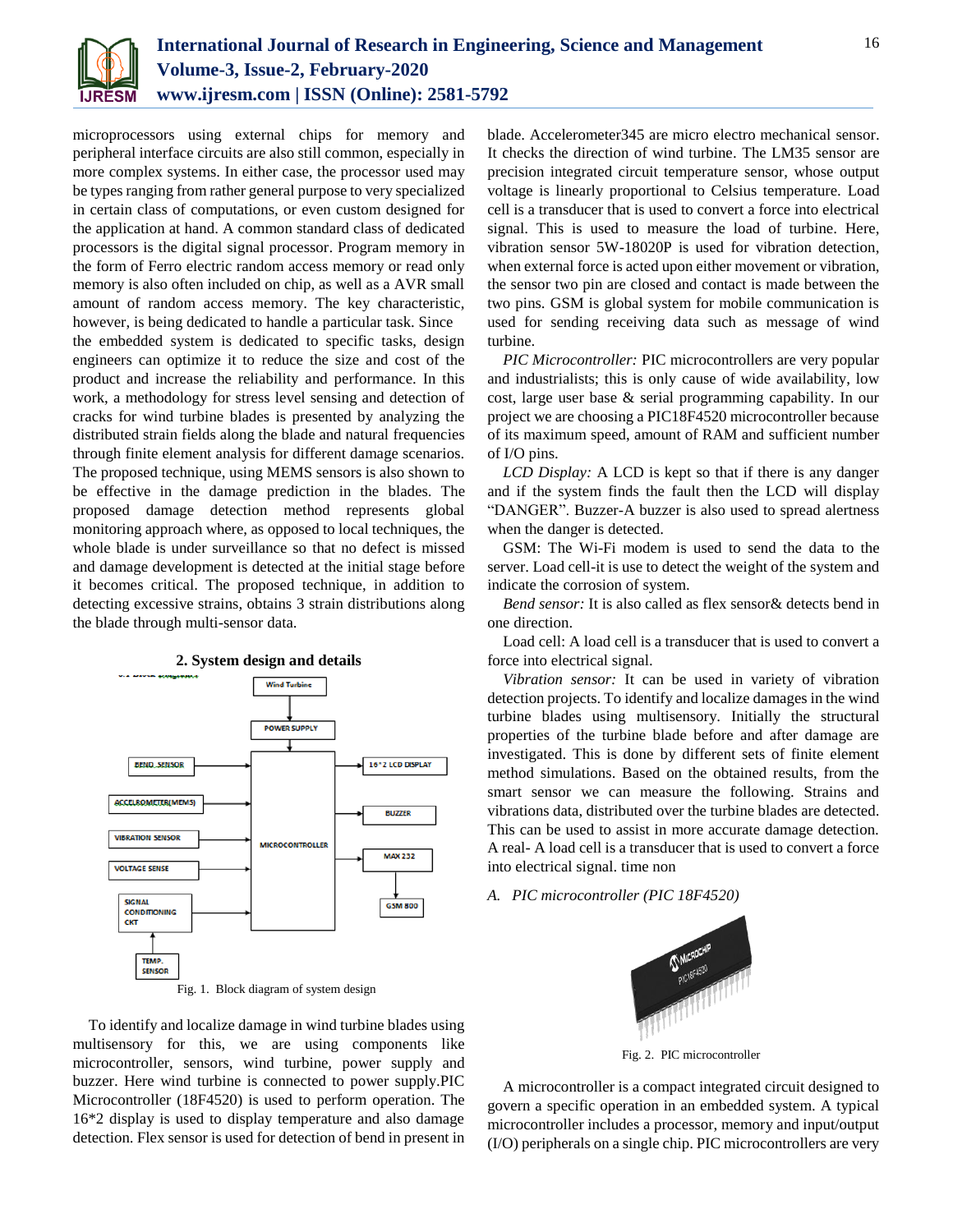microprocessors using external chips for memory and peripheral interface circuits are also still common, especially in more complex systems. In either case, the processor used may be types ranging from rather general purpose to very specialized in certain class of computations, or even custom designed for the application at hand. A common standard class of dedicated processors is the digital signal processor. Program memory in the form of Ferro electric random access memory or read only memory is also often included on chip, as well as a AVR small amount of random access memory. The key characteristic, however, is being dedicated to handle a particular task. Since the embedded system is dedicated to specific tasks, design engineers can optimize it to reduce the size and cost of the product and increase the reliability and performance. In this work, a methodology for stress level sensing and detection of cracks for wind turbine blades is presented by analyzing the distributed strain fields along the blade and natural frequencies through finite element analysis for different damage scenarios. The proposed technique, using MEMS sensors is also shown to be effective in the damage prediction in the blades. The proposed damage detection method represents global monitoring approach where, as opposed to local techniques, the whole blade is under surveillance so that no defect is missed and damage development is detected at the initial stage before it becomes critical. The proposed technique, in addition to detecting excessive strains, obtains 3 strain distributions along the blade through multi-sensor data.

## 2. System design and details

Fig. 1. Block diagram of system design

To identify and localize damage in wind turbine blades using multisensory for this, we are using components like microcontroller, sensors, wind turbine, power supply and buzzer. Here wind turbine is connected to power supply.PIC Microcontroller (18F4520) is used to perform operation. The 16*2 display is used to display temperature and also damage detection. Flex sensor is used for detection of bend in present in blade. Accelerometer345 are micro electro mechanical sensor. It checks the direction of wind turbine. The LM35 sensor are precision integrated circuit temperature sensor, whose output voltage is linearly proportional to Celsius temperature. Load cell is a transducer that is used to convert a force into electrical signal. This is used to measure the load of turbine. Here, vibration sensor 5W-18020P is used for vibration detection, when external force is acted upon either movement or vibration, the sensor two pin are closed and contact is made between the two pins. GSM is global system for mobile communication is used for sending receiving data such as message of wind turbine.

*PIC Microcontroller:* PIC microcontrollers are very popular and industrialists; this is only cause of wide availability, low cost, large user base & serial programming capability. In our project we are choosing a PIC18F4520 microcontroller because of its maximum speed, amount of RAM and sufficient number of I/O pins.

*LCD Display:* A LCD is kept so that if there is any danger and if the system finds the fault then the LCD will display "DANGER". Buzzer-A buzzer is also used to spread alertness when the danger is detected.

GSM: The Wi-Fi modem is used to send the data to the server. Load cell-it is use to detect the weight of the system and indicate the corrosion of system.

*Bend sensor:* It is also called as flex sensor& detects bend in one direction.

Load cell: A load cell is a transducer that is used to convert a force into electrical signal.

*Vibration sensor:* It can be used in variety of vibration detection projects. To identify and localize damages in the wind turbine blades using multisensory. Initially the structural properties of the turbine blade before and after damage are investigated. This is done by different sets of finite element method simulations. Based on the obtained results, from the smart sensor we can measure the following. Strains and vibrations data, distributed over the turbine blades are detected. This can be used to assist in more accurate damage detection. A real- A load cell is a transducer that is used to convert a force into electrical signal. time non

### A. *PIC microcontroller (PIC 18F4520)*

Fig. 2. PIC microcontroller

A microcontroller is a compact integrated circuit designed to govern a specific operation in an embedded system. A typical microcontroller includes a processor, memory and input/output (I/O) peripherals on a single chip. PIC microcontrollers are very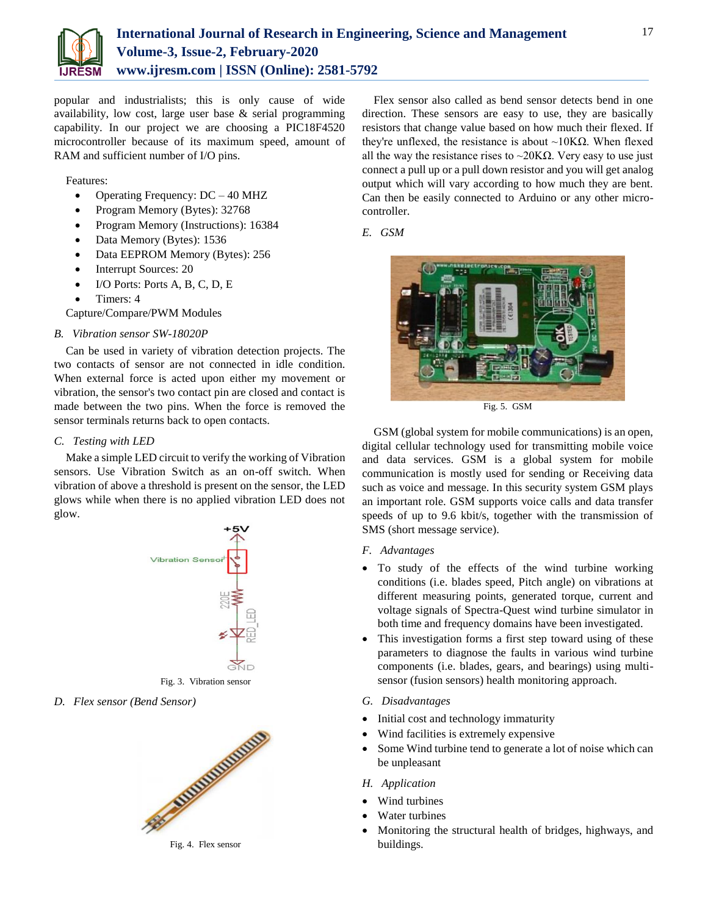popular and industrialists; this is only cause of wide availability, low cost, large user base & serial programming capability. In our project we are choosing a PIC18F4520 microcontroller because of its maximum speed, amount of RAM and sufficient number of I/O pins.

Features:

- Operating Frequency: DC – 40 MHZ
- Program Memory (Bytes): 32768
- Program Memory (Instructions): 16384
- Data Memory (Bytes): 1536
- Data EEPROM Memory (Bytes): 256
- Interrupt Sources: 20
- I/O Ports: Ports A, B, C, D, E
- Timers: 4

Capture/Compare/PWM Modules

### *B. Vibration sensor SW-18020P*

Can be used in variety of vibration detection projects. The two contacts of sensor are not connected in idle condition. When external force is acted upon either my movement or vibration, the sensor's two contact pin are closed and contact is made between the two pins. When the force is removed the sensor terminals returns back to open contacts.

### *C. Testing with LED*

Make a simple LED circuit to verify the working of Vibration sensors. Use Vibration Switch as an on-off switch. When vibration of above a threshold is present on the sensor, the LED glows while when there is no applied vibration LED does not glow.

Fig. 3. Vibration sensor

### *D. Flex sensor (Bend Sensor)*

Fig. 4. Flex sensor

Flex sensor also called as bend sensor detects bend in one direction. These sensors are easy to use, they are basically resistors that change value based on how much their flexed. If they're unflexed, the resistance is about ~10KΩ. When flexed all the way the resistance rises to ~20KΩ. Very easy to use just connect a pull up or a pull down resistor and you will get analog output which will vary according to how much they are bent. Can then be easily connected to Arduino or any other micro-controller.

### *E. GSM*

Fig. 5. GSM

GSM (global system for mobile communications) is an open, digital cellular technology used for transmitting mobile voice and data services. GSM is a global system for mobile communication is mostly used for sending or Receiving data such as voice and message. In this security system GSM plays an important role. GSM supports voice calls and data transfer speeds of up to 9.6 kbit/s, together with the transmission of SMS (short message service).

### *F. Advantages*

- To study of the effects of the wind turbine working conditions (i.e. blades speed, Pitch angle) on vibrations at different measuring points, generated torque, current and voltage signals of Spectra-Quest wind turbine simulator in both time and frequency domains have been investigated.
- This investigation forms a first step toward using of these parameters to diagnose the faults in various wind turbine components (i.e. blades, gears, and bearings) using multi-sensor (fusion sensors) health monitoring approach.

### *G. Disadvantages*

- Initial cost and technology immaturity
- Wind facilities is extremely expensive
- Some Wind turbine tend to generate a lot of noise which can be unpleasant

### *H. Application*

- Wind turbines
- Water turbines
- Monitoring the structural health of bridges, highways, and buildings.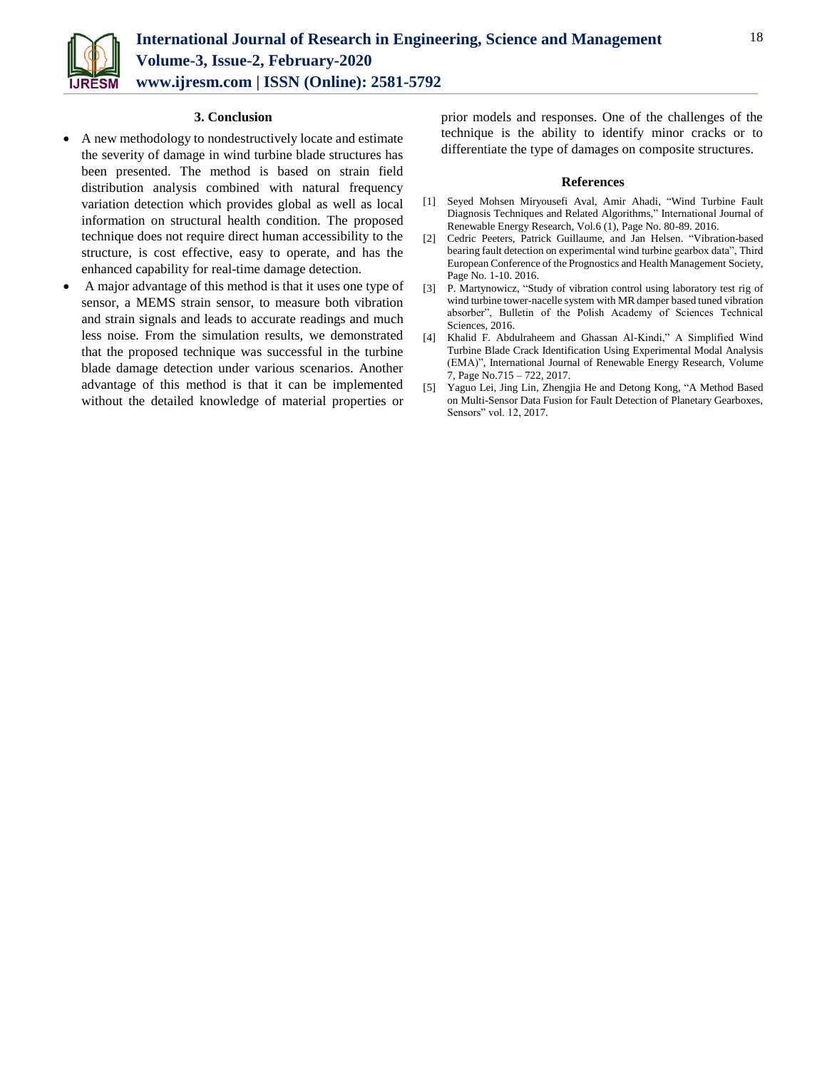## 3. Conclusion

- A new methodology to nondestructively locate and estimate the severity of damage in wind turbine blade structures has been presented. The method is based on strain field distribution analysis combined with natural frequency variation detection which provides global as well as local information on structural health condition. The proposed technique does not require direct human accessibility to the structure, is cost effective, easy to operate, and has the enhanced capability for real-time damage detection.
- A major advantage of this method is that it uses one type of sensor, a MEMS strain sensor, to measure both vibration and strain signals and leads to accurate readings and much less noise. From the simulation results, we demonstrated that the proposed technique was successful in the turbine blade damage detection under various scenarios. Another advantage of this method is that it can be implemented without the detailed knowledge of material properties or prior models and responses. One of the challenges of the technique is the ability to identify minor cracks or to differentiate the type of damages on composite structures.

## References

[1] Seyed Mohsen Miryousefi Aval, Amir Ahadi, "Wind Turbine Fault Diagnosis Techniques and Related Algorithms," International Journal of Renewable Energy Research, Vol.6 (1), Page No. 80-89. 2016.

[2] Cedric Peeters, Patrick Guillaume, and Jan Helsen. "Vibration-based bearing fault detection on experimental wind turbine gearbox data", Third European Conference of the Prognostics and Health Management Society, Page No. 1-10. 2016.

[3] P. Martynowicz, "Study of vibration control using laboratory test rig of wind turbine tower-nacelle system with MR damper based tuned vibration absorber", Bulletin of the Polish Academy of Sciences Technical Sciences, 2016.

[4] Khalid F. Abdulraheem and Ghassan Al-Kindi," A Simplified Wind Turbine Blade Crack Identification Using Experimental Modal Analysis (EMA)", International Journal of Renewable Energy Research, Volume 7, Page No.715 – 722, 2017.

[5] Yaguo Lei, Jing Lin, Zhengjia He and Detong Kong, "A Method Based on Multi-Sensor Data Fusion for Fault Detection of Planetary Gearboxes, Sensors" vol. 12, 2017.